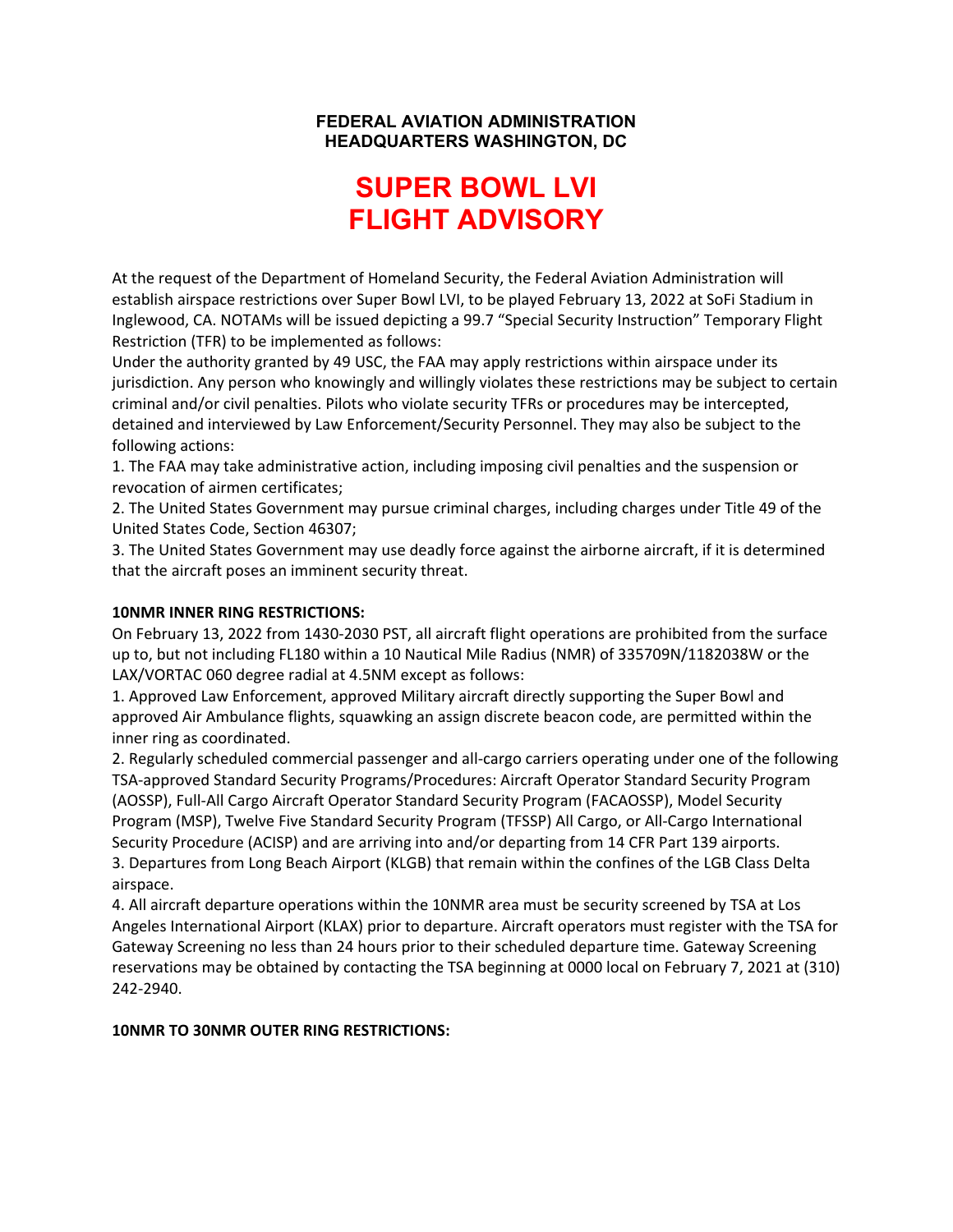**FEDERAL AVIATION ADMINISTRATION**
**HEADQUARTERS WASHINGTON, DC**

# SUPER BOWL LVI FLIGHT ADVISORY

At the request of the Department of Homeland Security, the Federal Aviation Administration will establish airspace restrictions over Super Bowl LVI, to be played February 13, 2022 at SoFi Stadium in Inglewood, CA. NOTAMs will be issued depicting a 99.7 "Special Security Instruction" Temporary Flight Restriction (TFR) to be implemented as follows:

Under the authority granted by 49 USC, the FAA may apply restrictions within airspace under its jurisdiction. Any person who knowingly and willingly violates these restrictions may be subject to certain criminal and/or civil penalties. Pilots who violate security TFRs or procedures may be intercepted, detained and interviewed by Law Enforcement/Security Personnel. They may also be subject to the following actions:

1. The FAA may take administrative action, including imposing civil penalties and the suspension or revocation of airmen certificates;
2. The United States Government may pursue criminal charges, including charges under Title 49 of the United States Code, Section 46307;
3. The United States Government may use deadly force against the airborne aircraft, if it is determined that the aircraft poses an imminent security threat.

**10NMR INNER RING RESTRICTIONS:**

On February 13, 2022 from 1430-2030 PST, all aircraft flight operations are prohibited from the surface up to, but not including FL180 within a 10 Nautical Mile Radius (NMR) of 335709N/1182038W or the LAX/VORTAC 060 degree radial at 4.5NM except as follows:

1. Approved Law Enforcement, approved Military aircraft directly supporting the Super Bowl and approved Air Ambulance flights, squawking an assign discrete beacon code, are permitted within the inner ring as coordinated.
2. Regularly scheduled commercial passenger and all-cargo carriers operating under one of the following TSA-approved Standard Security Programs/Procedures: Aircraft Operator Standard Security Program (AOSSP), Full-All Cargo Aircraft Operator Standard Security Program (FACAOSSP), Model Security Program (MSP), Twelve Five Standard Security Program (TFSSP) All Cargo, or All-Cargo International Security Procedure (ACISP) and are arriving into and/or departing from 14 CFR Part 139 airports.
3. Departures from Long Beach Airport (KLGB) that remain within the confines of the LGB Class Delta airspace.
4. All aircraft departure operations within the 10NMR area must be security screened by TSA at Los Angeles International Airport (KLAX) prior to departure. Aircraft operators must register with the TSA for Gateway Screening no less than 24 hours prior to their scheduled departure time. Gateway Screening reservations may be obtained by contacting the TSA beginning at 0000 local on February 7, 2021 at (310) 242-2940.

**10NMR TO 30NMR OUTER RING RESTRICTIONS:**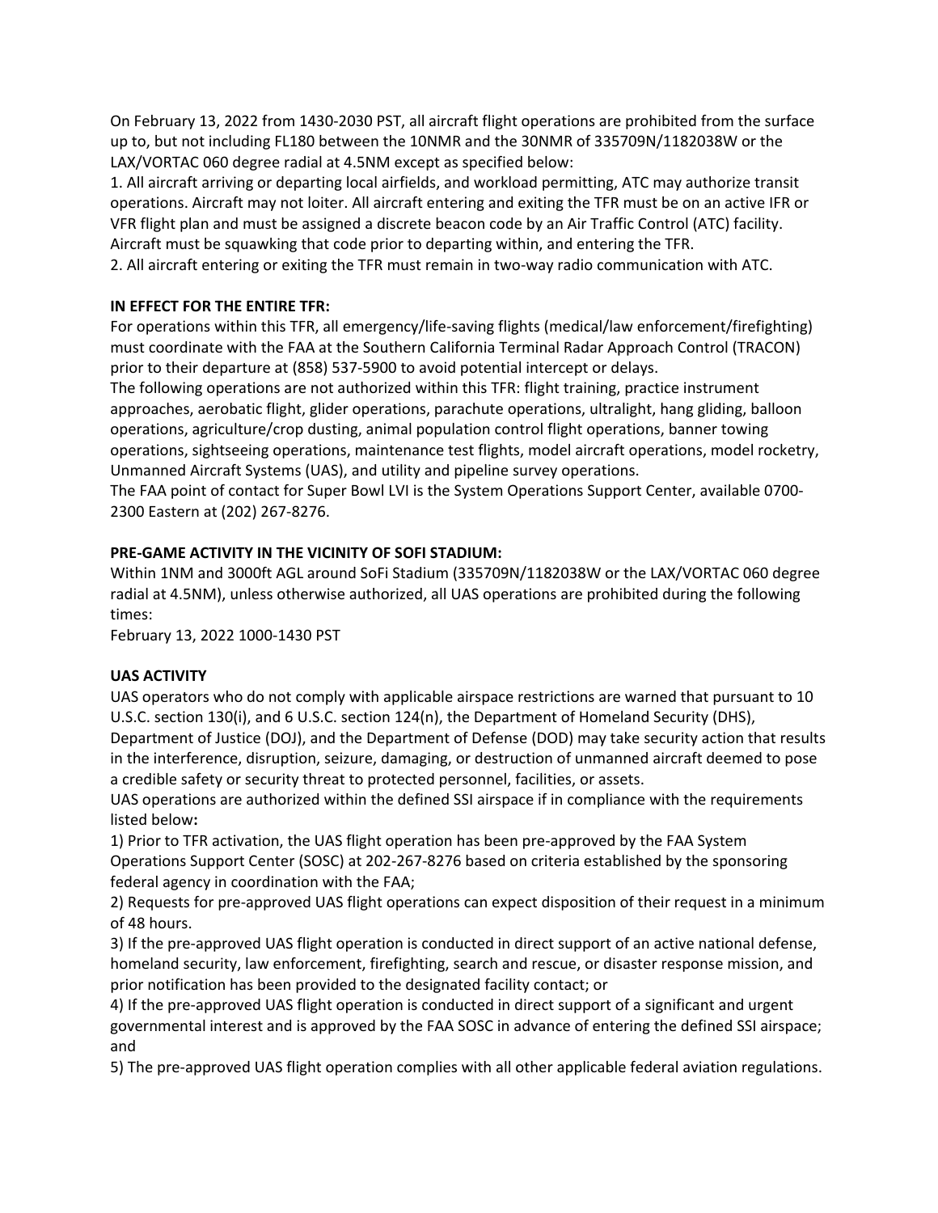On February 13, 2022 from 1430-2030 PST, all aircraft flight operations are prohibited from the surface up to, but not including FL180 between the 10NMR and the 30NMR of 335709N/1182038W or the LAX/VORTAC 060 degree radial at 4.5NM except as specified below:

1. All aircraft arriving or departing local airfields, and workload permitting, ATC may authorize transit operations. Aircraft may not loiter. All aircraft entering and exiting the TFR must be on an active IFR or VFR flight plan and must be assigned a discrete beacon code by an Air Traffic Control (ATC) facility. Aircraft must be squawking that code prior to departing within, and entering the TFR.
2. All aircraft entering or exiting the TFR must remain in two-way radio communication with ATC.

**IN EFFECT FOR THE ENTIRE TFR:**

For operations within this TFR, all emergency/life-saving flights (medical/law enforcement/firefighting) must coordinate with the FAA at the Southern California Terminal Radar Approach Control (TRACON) prior to their departure at (858) 537-5900 to avoid potential intercept or delays.

The following operations are not authorized within this TFR: flight training, practice instrument approaches, aerobatic flight, glider operations, parachute operations, ultralight, hang gliding, balloon operations, agriculture/crop dusting, animal population control flight operations, banner towing operations, sightseeing operations, maintenance test flights, model aircraft operations, model rocketry, Unmanned Aircraft Systems (UAS), and utility and pipeline survey operations.

The FAA point of contact for Super Bowl LVI is the System Operations Support Center, available 0700-2300 Eastern at (202) 267-8276.

**PRE-GAME ACTIVITY IN THE VICINITY OF SOFI STADIUM:**

Within 1NM and 3000ft AGL around SoFi Stadium (335709N/1182038W or the LAX/VORTAC 060 degree radial at 4.5NM), unless otherwise authorized, all UAS operations are prohibited during the following times:

February 13, 2022 1000-1430 PST

**UAS ACTIVITY**

UAS operators who do not comply with applicable airspace restrictions are warned that pursuant to 10 U.S.C. section 130(i), and 6 U.S.C. section 124(n), the Department of Homeland Security (DHS), Department of Justice (DOJ), and the Department of Defense (DOD) may take security action that results in the interference, disruption, seizure, damaging, or destruction of unmanned aircraft deemed to pose a credible safety or security threat to protected personnel, facilities, or assets.

UAS operations are authorized within the defined SSI airspace if in compliance with the requirements listed below**:**

1) Prior to TFR activation, the UAS flight operation has been pre-approved by the FAA System Operations Support Center (SOSC) at 202-267-8276 based on criteria established by the sponsoring federal agency in coordination with the FAA;
2) Requests for pre-approved UAS flight operations can expect disposition of their request in a minimum of 48 hours.
3) If the pre-approved UAS flight operation is conducted in direct support of an active national defense, homeland security, law enforcement, firefighting, search and rescue, or disaster response mission, and prior notification has been provided to the designated facility contact; or
4) If the pre-approved UAS flight operation is conducted in direct support of a significant and urgent governmental interest and is approved by the FAA SOSC in advance of entering the defined SSI airspace; and
5) The pre-approved UAS flight operation complies with all other applicable federal aviation regulations.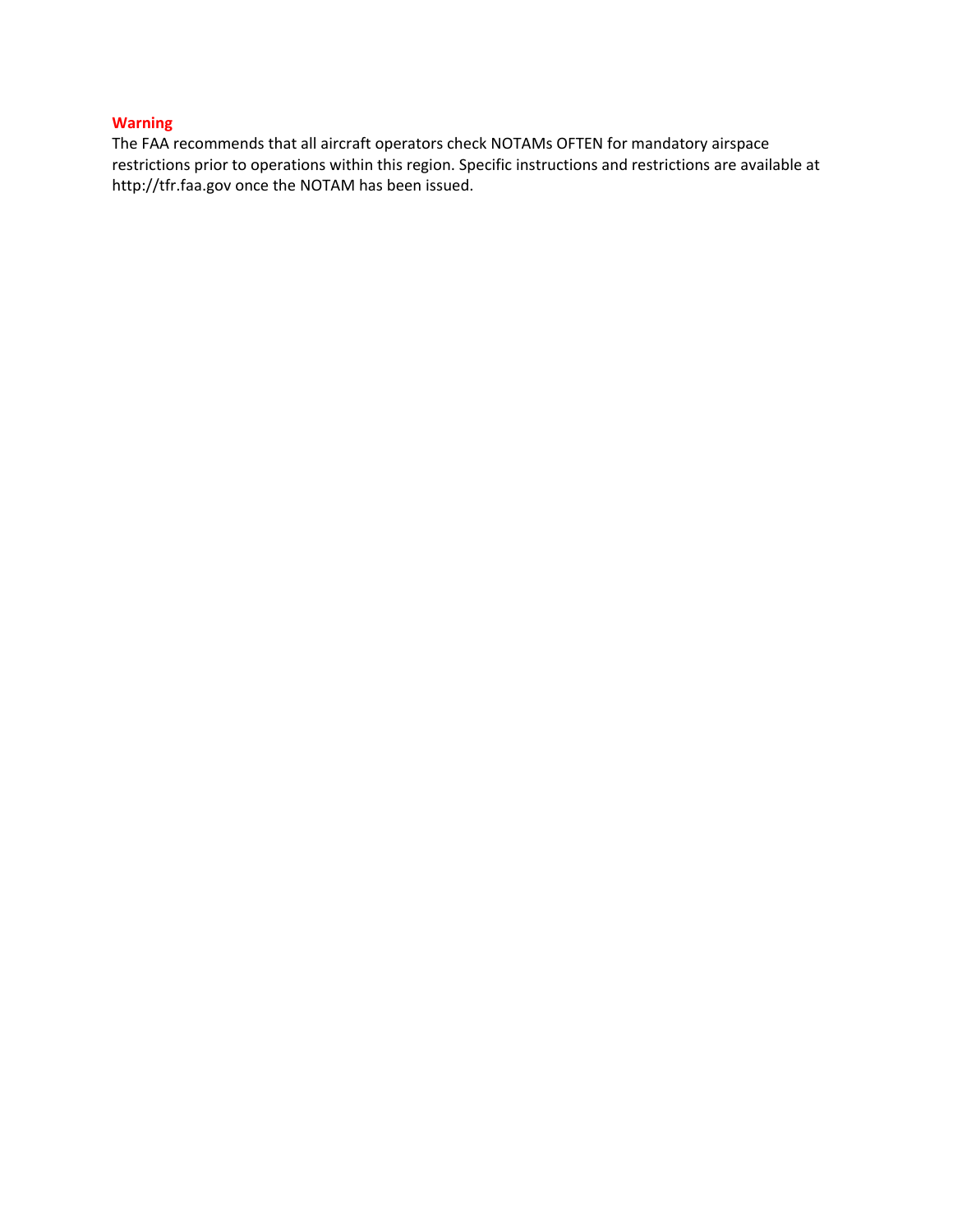**Warning**

The FAA recommends that all aircraft operators check NOTAMs OFTEN for mandatory airspace restrictions prior to operations within this region. Specific instructions and restrictions are available at http://tfr.faa.gov once the NOTAM has been issued.